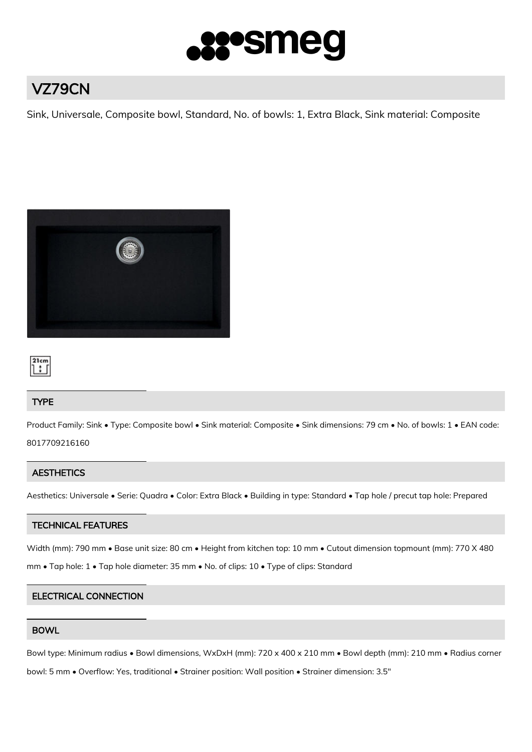# VZ79CN

Sink, Universale, Composite bowl, Standard, No. of bowls: 1, Extra Black, Sink material: Composite

21cm

## TYPE

Product Family: Sink • Type: Composite bowl • Sink material: Composite • Sink dimensions: 79 cm • No. of bowls: 1 • EAN code: 8017709216160

## AESTHETICS

Aesthetics: Universale • Serie: Quadra • Color: Extra Black • Building in type: Standard • Tap hole / precut tap hole: Prepared

## TECHNICAL FEATURES

Width (mm): 790 mm • Base unit size: 80 cm • Height from kitchen top: 10 mm • Cutout dimension topmount (mm): 770 X 480 mm • Tap hole: 1 • Tap hole diameter: 35 mm • No. of clips: 10 • Type of clips: Standard

## ELECTRICAL CONNECTION

## BOWL

Bowl type: Minimum radius • Bowl dimensions, WxDxH (mm): 720 x 400 x 210 mm • Bowl depth (mm): 210 mm • Radius corner bowl: 5 mm • Overflow: Yes, traditional • Strainer position: Wall position • Strainer dimension: 3.5"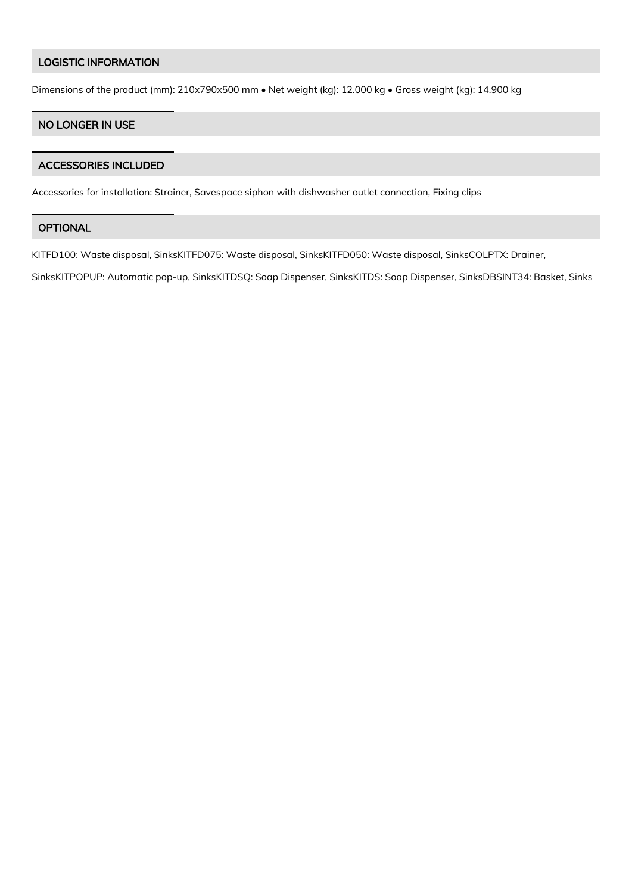## LOGISTIC INFORMATION

Dimensions of the product (mm): 210x790x500 mm • Net weight (kg): 12.000 kg • Gross weight (kg): 14.900 kg

## NO LONGER IN USE

## ACCESSORIES INCLUDED

Accessories for installation: Strainer, Savespace siphon with dishwasher outlet connection, Fixing clips

## OPTIONAL

KITFD100: Waste disposal, SinksKITFD075: Waste disposal, SinksKITFD050: Waste disposal, SinksCOLPTX: Drainer,

SinksKITPOPUP: Automatic pop-up, SinksKITDSQ: Soap Dispenser, SinksKITDS: Soap Dispenser, SinksDBSINT34: Basket, Sinks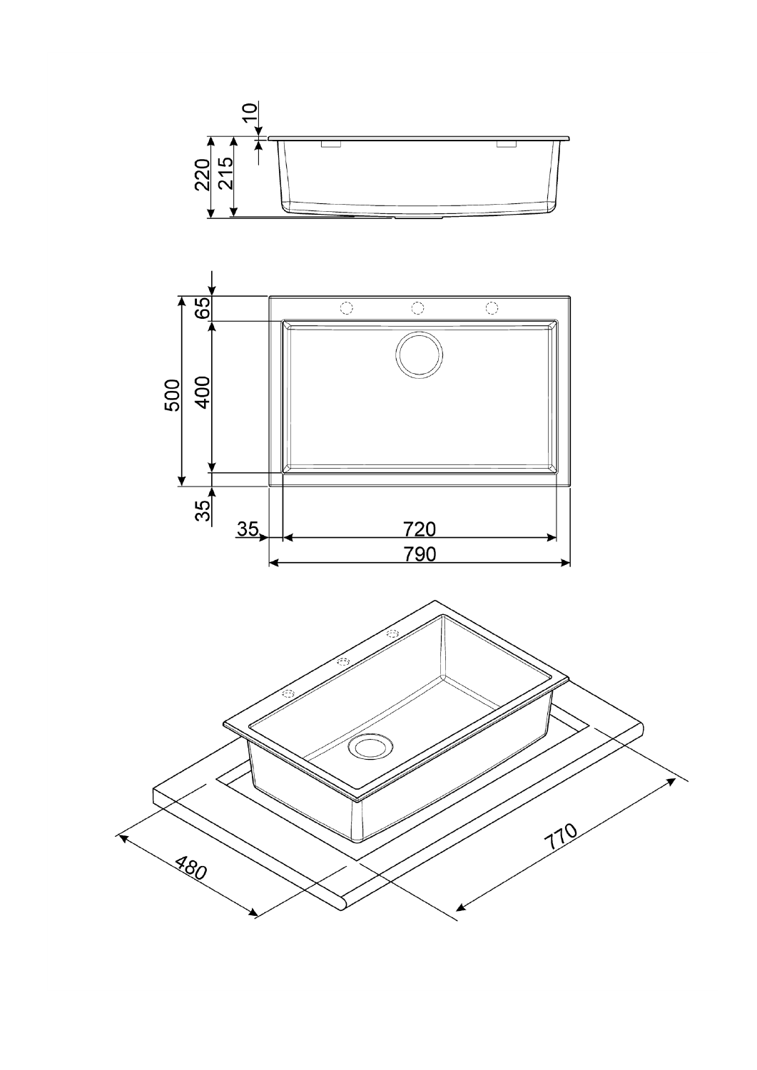10

220

215

65

500

400

35

35

720

790

480

770